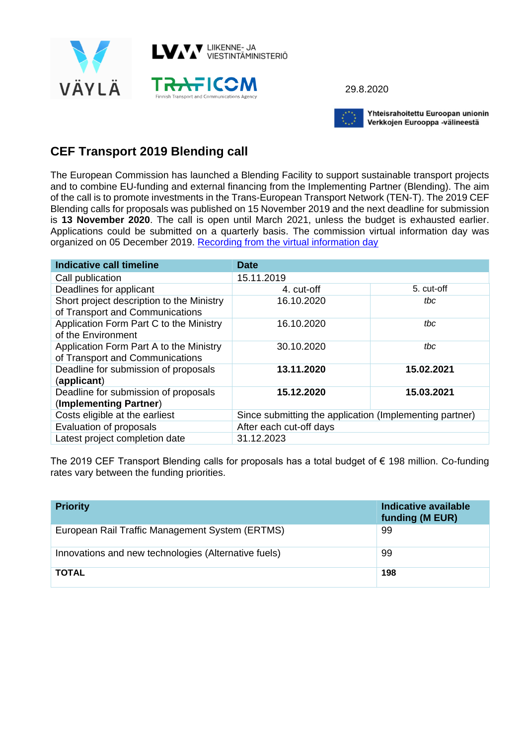LIIKENNE- JA VIESTINTÄMINISTERIÖ

29.8.2020

Yhteisrahoitettu Euroopan unionin Verkkojen Eurooppa -välineestä

# CEF Transport 2019 Blending call

The European Commission has launched a Blending Facility to support sustainable transport projects and to combine EU-funding and external financing from the Implementing Partner (Blending). The aim of the call is to promote investments in the Trans-European Transport Network (TEN-T). The 2019 CEF Blending calls for proposals was published on 15 November 2019 and the next deadline for submission is **13 November 2020**. The call is open until March 2021, unless the budget is exhausted earlier. Applications could be submitted on a quarterly basis. The commission virtual information day was organized on 05 December 2019. [Recording from the virtual information day]()

| Indicative call timeline | Date | |
|---|---|---|
| Call publication | 15.11.2019 | |
| Deadlines for applicant | 4. cut-off | 5. cut-off |
| Short project description to the Ministry of Transport and Communications | 16.10.2020 | *tbc* |
| Application Form Part C to the Ministry of the Environment | 16.10.2020 | *tbc* |
| Application Form Part A to the Ministry of Transport and Communications | 30.10.2020 | *tbc* |
| Deadline for submission of proposals (**applicant**) | **13.11.2020** | **15.02.2021** |
| Deadline for submission of proposals (**Implementing Partner**) | **15.12.2020** | **15.03.2021** |
| Costs eligible at the earliest | Since submitting the application (Implementing partner) | |
| Evaluation of proposals | After each cut-off days | |
| Latest project completion date | 31.12.2023 | |

The 2019 CEF Transport Blending calls for proposals has a total budget of € 198 million. Co-funding rates vary between the funding priorities.

| Priority | Indicative available funding (M EUR) |
|---|---|
| European Rail Traffic Management System (ERTMS) | 99 |
| Innovations and new technologies (Alternative fuels) | 99 |
| **TOTAL** | **198** |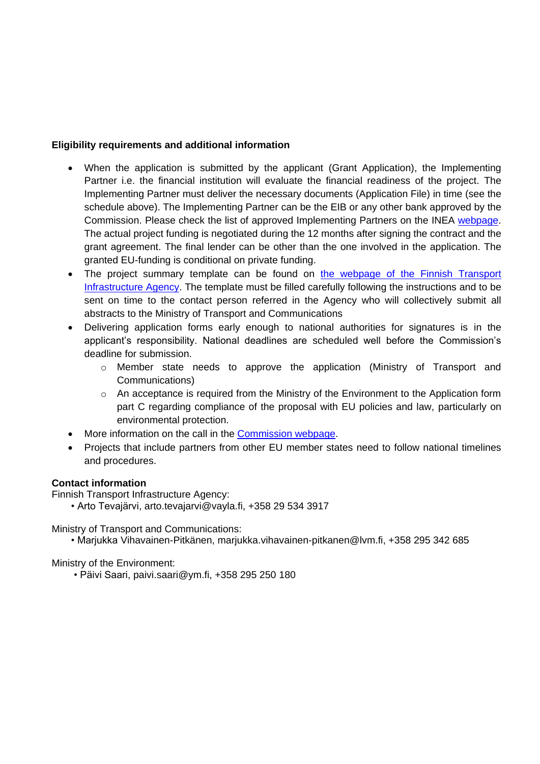**Eligibility requirements and additional information**

- When the application is submitted by the applicant (Grant Application), the Implementing Partner i.e. the financial institution will evaluate the financial readiness of the project. The Implementing Partner must deliver the necessary documents (Application File) in time (see the schedule above). The Implementing Partner can be the EIB or any other bank approved by the Commission. Please check the list of approved Implementing Partners on the INEA webpage. The actual project funding is negotiated during the 12 months after signing the contract and the grant agreement. The final lender can be other than the one involved in the application. The granted EU-funding is conditional on private funding.
- The project summary template can be found on the webpage of the Finnish Transport Infrastructure Agency. The template must be filled carefully following the instructions and to be sent on time to the contact person referred in the Agency who will collectively submit all abstracts to the Ministry of Transport and Communications
- Delivering application forms early enough to national authorities for signatures is in the applicant's responsibility. National deadlines are scheduled well before the Commission's deadline for submission.
  - Member state needs to approve the application (Ministry of Transport and Communications)
  - An acceptance is required from the Ministry of the Environment to the Application form part C regarding compliance of the proposal with EU policies and law, particularly on environmental protection.
- More information on the call in the Commission webpage.
- Projects that include partners from other EU member states need to follow national timelines and procedures.

**Contact information**

Finnish Transport Infrastructure Agency:

- Arto Tevajärvi, arto.tevajarvi@vayla.fi, +358 29 534 3917

Ministry of Transport and Communications:

- Marjukka Vihavainen-Pitkänen, marjukka.vihavainen-pitkanen@lvm.fi, +358 295 342 685

Ministry of the Environment:

- Päivi Saari, paivi.saari@ym.fi, +358 295 250 180